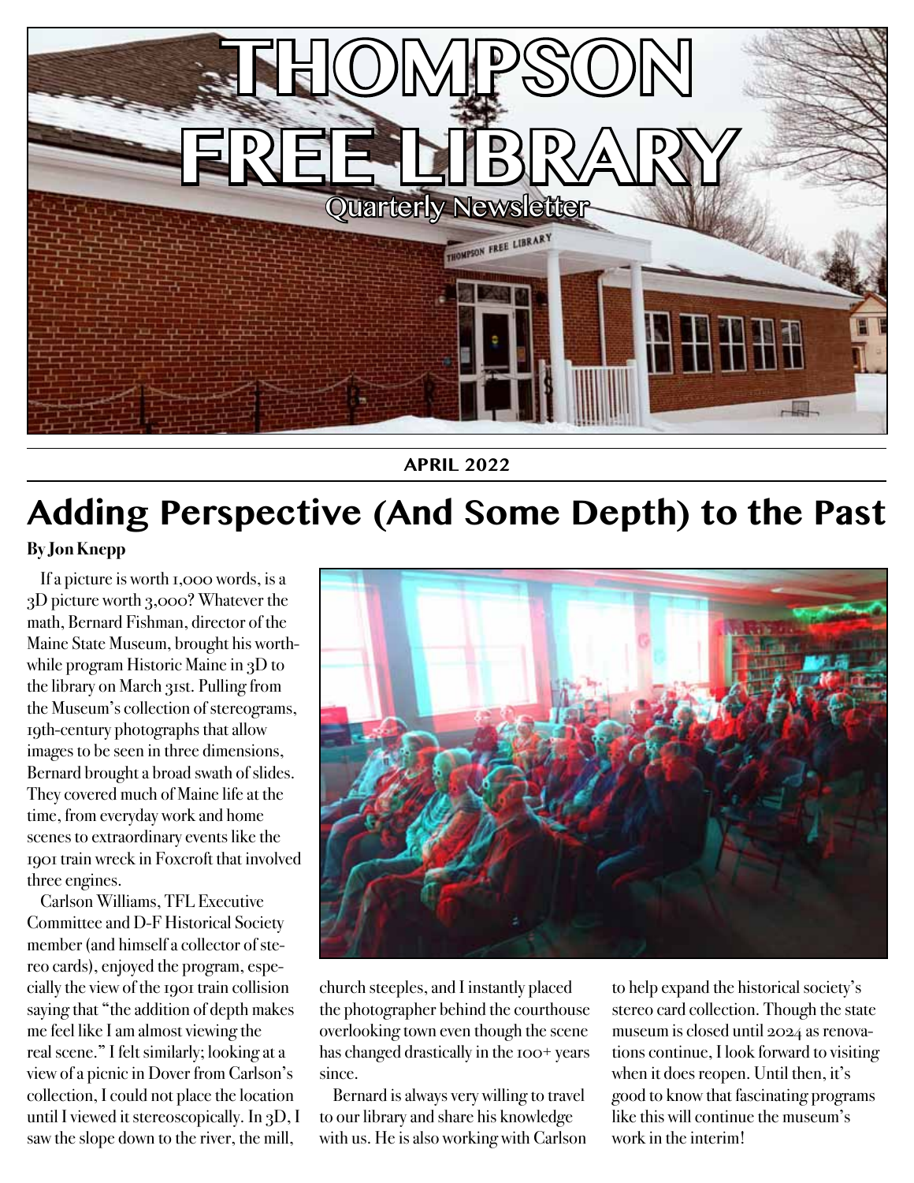# THOMPSON FREE LIBRARY

Quarterly Newsletter

**APRIL 2022**

## Adding Perspective (And Some Depth) to the Past

**By Jon Knepp**

If a picture is worth 1,000 words, is a 3D picture worth 3,000? Whatever the math, Bernard Fishman, director of the Maine State Museum, brought his worthwhile program Historic Maine in 3D to the library on March 31st. Pulling from the Museum's collection of stereograms, 19th-century photographs that allow images to be seen in three dimensions, Bernard brought a broad swath of slides. They covered much of Maine life at the time, from everyday work and home scenes to extraordinary events like the 1901 train wreck in Foxcroft that involved three engines.

Carlson Williams, TFL Executive Committee and D-F Historical Society member (and himself a collector of stereo cards), enjoyed the program, especially the view of the 1901 train collision saying that "the addition of depth makes me feel like I am almost viewing the real scene." I felt similarly; looking at a view of a picnic in Dover from Carlson's collection, I could not place the location until I viewed it stereoscopically. In 3D, I saw the slope down to the river, the mill, church steeples, and I instantly placed the photographer behind the courthouse overlooking town even though the scene has changed drastically in the 100+ years since.

Bernard is always very willing to travel to our library and share his knowledge with us. He is also working with Carlson to help expand the historical society's stereo card collection. Though the state museum is closed until 2024 as renovations continue, I look forward to visiting when it does reopen. Until then, it's good to know that fascinating programs like this will continue the museum's work in the interim!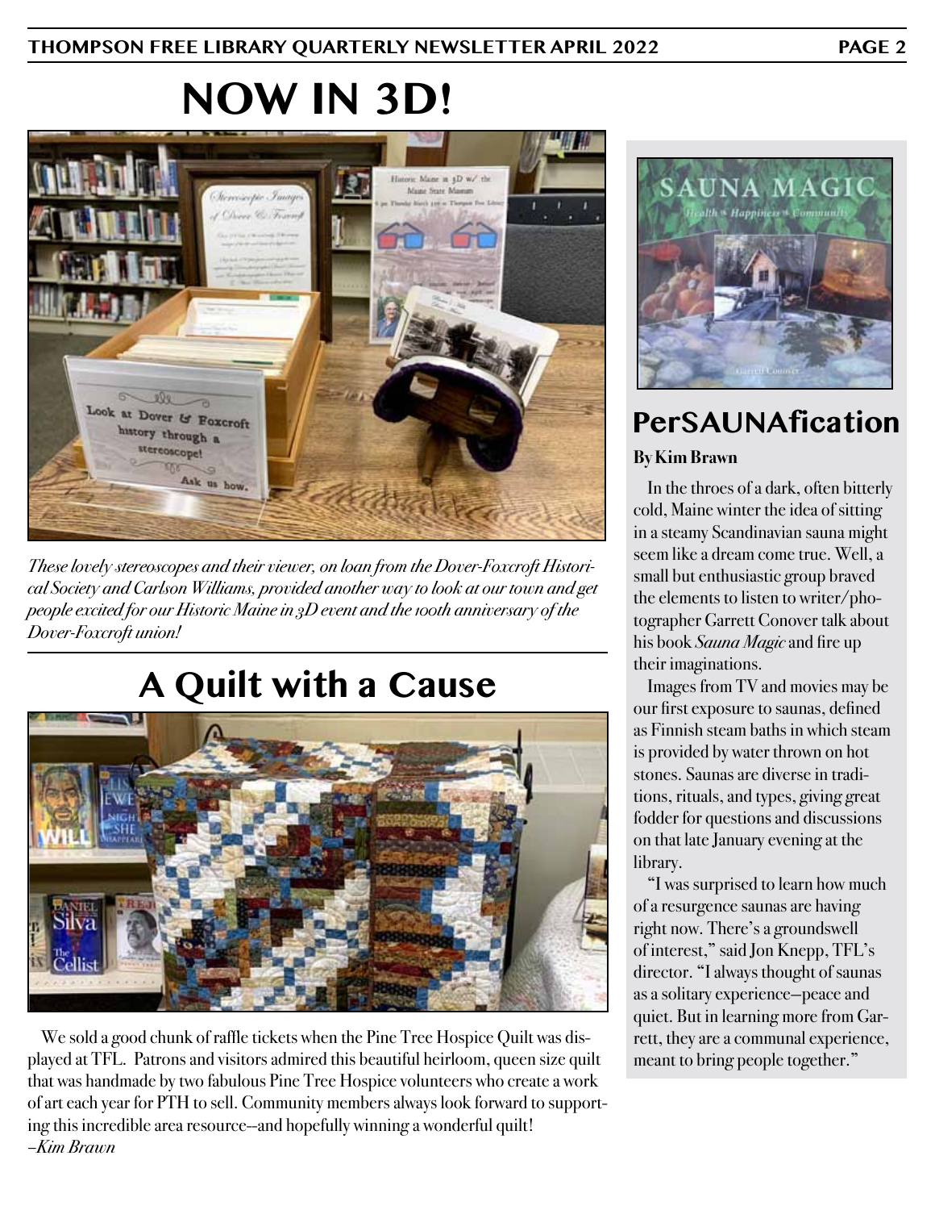# NOW IN 3D!

*These lovely stereoscopes and their viewer, on loan from the Dover-Foxcroft Historical Society and Carlson Williams, provided another way to look at our town and get people excited for our Historic Maine in 3D event and the 100th anniversary of the Dover-Foxcroft union!*

# A Quilt with a Cause

We sold a good chunk of raffle tickets when the Pine Tree Hospice Quilt was displayed at TFL. Patrons and visitors admired this beautiful heirloom, queen size quilt that was handmade by two fabulous Pine Tree Hospice volunteers who create a work of art each year for PTH to sell. Community members always look forward to supporting this incredible area resource--and hopefully winning a wonderful quilt!
–*Kim Brawn*

## PerSAUNAfication

**By Kim Brawn**

In the throes of a dark, often bitterly cold, Maine winter the idea of sitting in a steamy Scandinavian sauna might seem like a dream come true. Well, a small but enthusiastic group braved the elements to listen to writer/photographer Garrett Conover talk about his book *Sauna Magic* and fire up their imaginations.

Images from TV and movies may be our first exposure to saunas, defined as Finnish steam baths in which steam is provided by water thrown on hot stones. Saunas are diverse in traditions, rituals, and types, giving great fodder for questions and discussions on that late January evening at the library.

"I was surprised to learn how much of a resurgence saunas are having right now. There's a groundswell of interest," said Jon Knepp, TFL's director. "I always thought of saunas as a solitary experience–peace and quiet. But in learning more from Garrett, they are a communal experience, meant to bring people together."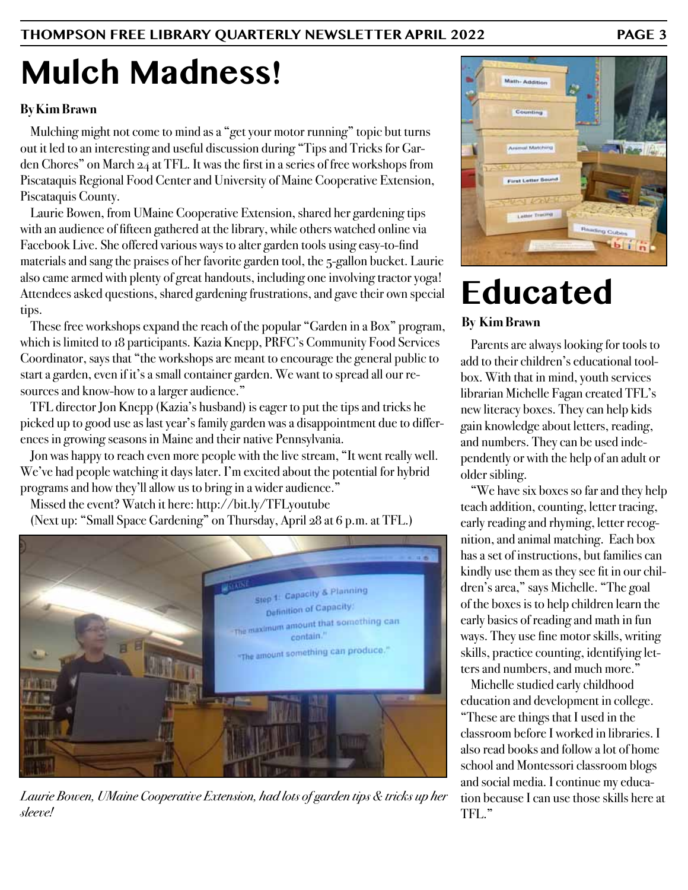᠎# Mulch Madness!

**By Kim Brawn**

Mulching might not come to mind as a "get your motor running" topic but turns out it led to an interesting and useful discussion during "Tips and Tricks for Garden Chores" on March 24 at TFL. It was the first in a series of free workshops from Piscataquis Regional Food Center and University of Maine Cooperative Extension, Piscataquis County.

Laurie Bowen, from UMaine Cooperative Extension, shared her gardening tips with an audience of fifteen gathered at the library, while others watched online via Facebook Live. She offered various ways to alter garden tools using easy-to-find materials and sang the praises of her favorite garden tool, the 5-gallon bucket. Laurie also came armed with plenty of great handouts, including one involving tractor yoga! Attendees asked questions, shared gardening frustrations, and gave their own special tips.

These free workshops expand the reach of the popular "Garden in a Box" program, which is limited to 18 participants. Kazia Knepp, PRFC's Community Food Services Coordinator, says that "the workshops are meant to encourage the general public to start a garden, even if it's a small container garden. We want to spread all our resources and know-how to a larger audience."

TFL director Jon Knepp (Kazia's husband) is eager to put the tips and tricks he picked up to good use as last year's family garden was a disappointment due to differences in growing seasons in Maine and their native Pennsylvania.

Jon was happy to reach even more people with the live stream, "It went really well. We've had people watching it days later. I'm excited about the potential for hybrid programs and how they'll allow us to bring in a wider audience."

Missed the event? Watch it here: http://bit.ly/TFLyoutube

(Next up: "Small Space Gardening" on Thursday, April 28 at 6 p.m. at TFL.)

*Laurie Bowen, UMaine Cooperative Extension, had lots of garden tips & tricks up her sleeve!*

# Educated

**By Kim Brawn**

Parents are always looking for tools to add to their children's educational toolbox. With that in mind, youth services librarian Michelle Fagan created TFL's new literacy boxes. They can help kids gain knowledge about letters, reading, and numbers. They can be used independently or with the help of an adult or older sibling.

"We have six boxes so far and they help teach addition, counting, letter tracing, early reading and rhyming, letter recognition, and animal matching. Each box has a set of instructions, but families can kindly use them as they see fit in our children's area," says Michelle. "The goal of the boxes is to help children learn the early basics of reading and math in fun ways. They use fine motor skills, writing skills, practice counting, identifying letters and numbers, and much more."

Michelle studied early childhood education and development in college. "These are things that I used in the classroom before I worked in libraries. I also read books and follow a lot of home school and Montessori classroom blogs and social media. I continue my education because I can use those skills here at TFL."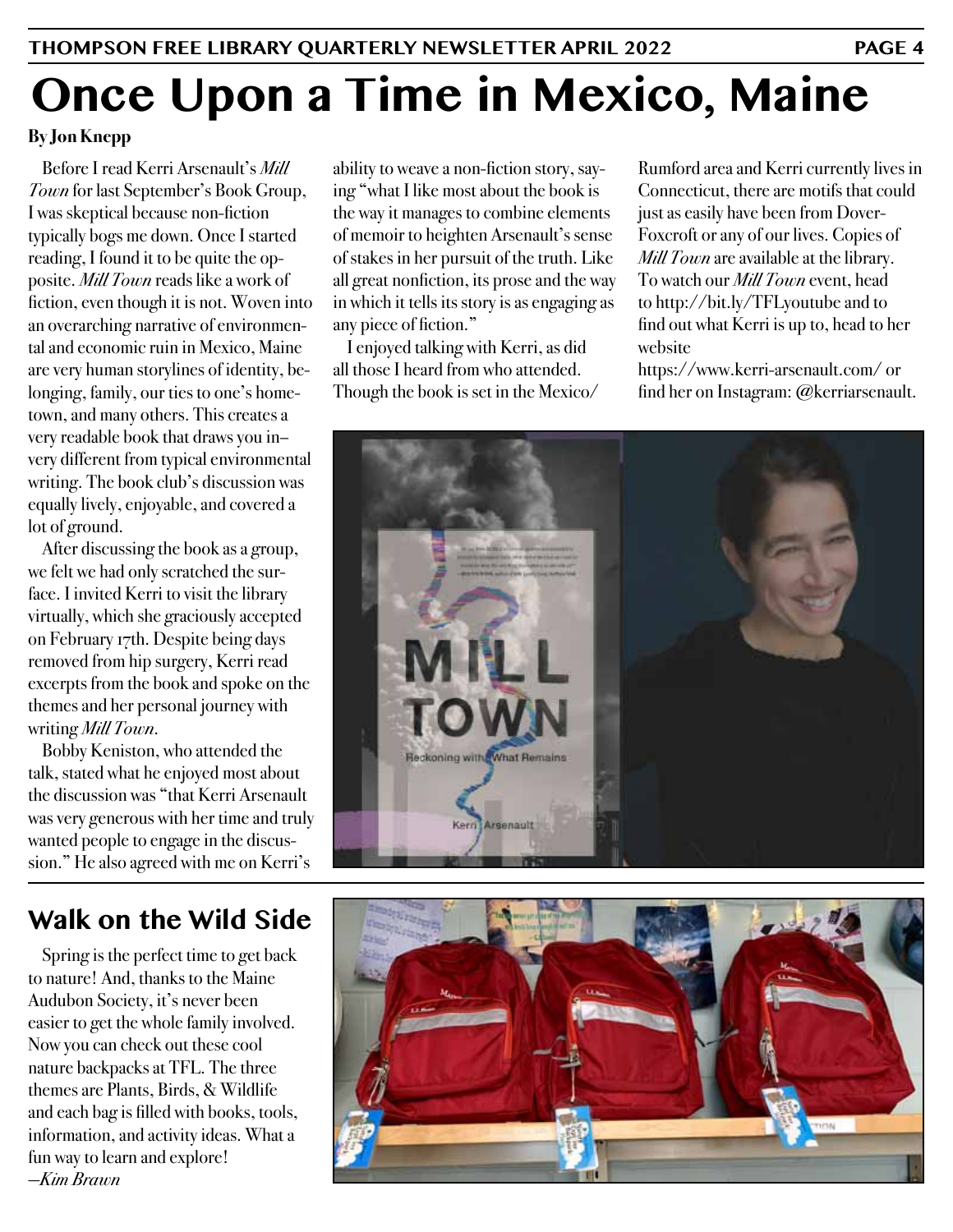# Once Upon a Time in Mexico, Maine

**By Jon Knepp**

Before I read Kerri Arsenault's *Mill Town* for last September's Book Group, I was skeptical because non-fiction typically bogs me down. Once I started reading, I found it to be quite the opposite. *Mill Town* reads like a work of fiction, even though it is not. Woven into an overarching narrative of environmental and economic ruin in Mexico, Maine are very human storylines of identity, belonging, family, our ties to one's hometown, and many others. This creates a very readable book that draws you in–very different from typical environmental writing. The book club's discussion was equally lively, enjoyable, and covered a lot of ground.

After discussing the book as a group, we felt we had only scratched the surface. I invited Kerri to visit the library virtually, which she graciously accepted on February 17th. Despite being days removed from hip surgery, Kerri read excerpts from the book and spoke on the themes and her personal journey with writing *Mill Town*.

Bobby Keniston, who attended the talk, stated what he enjoyed most about the discussion was "that Kerri Arsenault was very generous with her time and truly wanted people to engage in the discussion." He also agreed with me on Kerri's ability to weave a non-fiction story, saying "what I like most about the book is the way it manages to combine elements of memoir to heighten Arsenault's sense of stakes in her pursuit of the truth. Like all great nonfiction, its prose and the way in which it tells its story is as engaging as any piece of fiction."

I enjoyed talking with Kerri, as did all those I heard from who attended. Though the book is set in the Mexico/Rumford area and Kerri currently lives in Connecticut, there are motifs that could just as easily have been from Dover-Foxcroft or any of our lives. Copies of *Mill Town* are available at the library. To watch our *Mill Town* event, head to http://bit.ly/TFLyoutube and to find out what Kerri is up to, head to her website https://www.kerri-arsenault.com/ or find her on Instagram: @kerriarsenault.

## Walk on the Wild Side

Spring is the perfect time to get back to nature! And, thanks to the Maine Audubon Society, it's never been easier to get the whole family involved. Now you can check out these cool nature backpacks at TFL. The three themes are Plants, Birds, & Wildlife and each bag is filled with books, tools, information, and activity ideas. What a fun way to learn and explore!

*–Kim Brawn*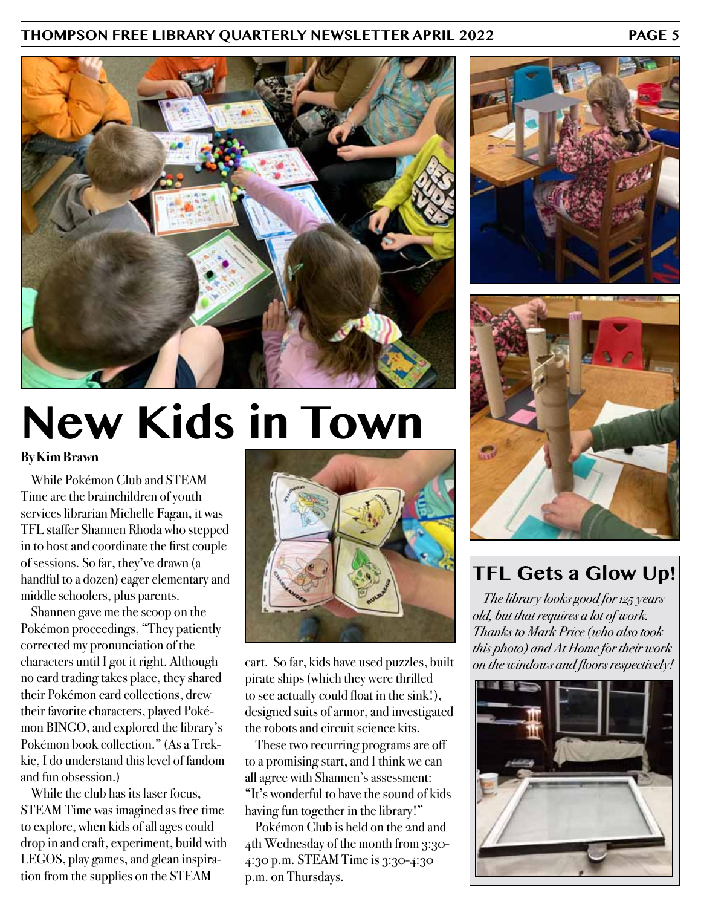# New Kids in Town

**By Kim Brawn**

While Pokémon Club and STEAM Time are the brainchildren of youth services librarian Michelle Fagan, it was TFL staffer Shannen Rhoda who stepped in to host and coordinate the first couple of sessions. So far, they've drawn (a handful to a dozen) eager elementary and middle schoolers, plus parents.

Shannen gave me the scoop on the Pokémon proceedings, "They patiently corrected my pronunciation of the characters until I got it right. Although no card trading takes place, they shared their Pokémon card collections, drew their favorite characters, played Pokémon BINGO, and explored the library's Pokémon book collection." (As a Trekkie, I do understand this level of fandom and fun obsession.)

While the club has its laser focus, STEAM Time was imagined as free time to explore, when kids of all ages could drop in and craft, experiment, build with LEGOS, play games, and glean inspiration from the supplies on the STEAM cart. So far, kids have used puzzles, built pirate ships (which they were thrilled to see actually could float in the sink!), designed suits of armor, and investigated the robots and circuit science kits.

These two recurring programs are off to a promising start, and I think we can all agree with Shannen's assessment: "It's wonderful to have the sound of kids having fun together in the library!"

Pokémon Club is held on the 2nd and 4th Wednesday of the month from 3:30-4:30 p.m. STEAM Time is 3:30-4:30 p.m. on Thursdays.

## TFL Gets a Glow Up!

*The library looks good for 125 years old, but that requires a lot of work. Thanks to Mark Price (who also took this photo) and At Home for their work on the windows and floors respectively!*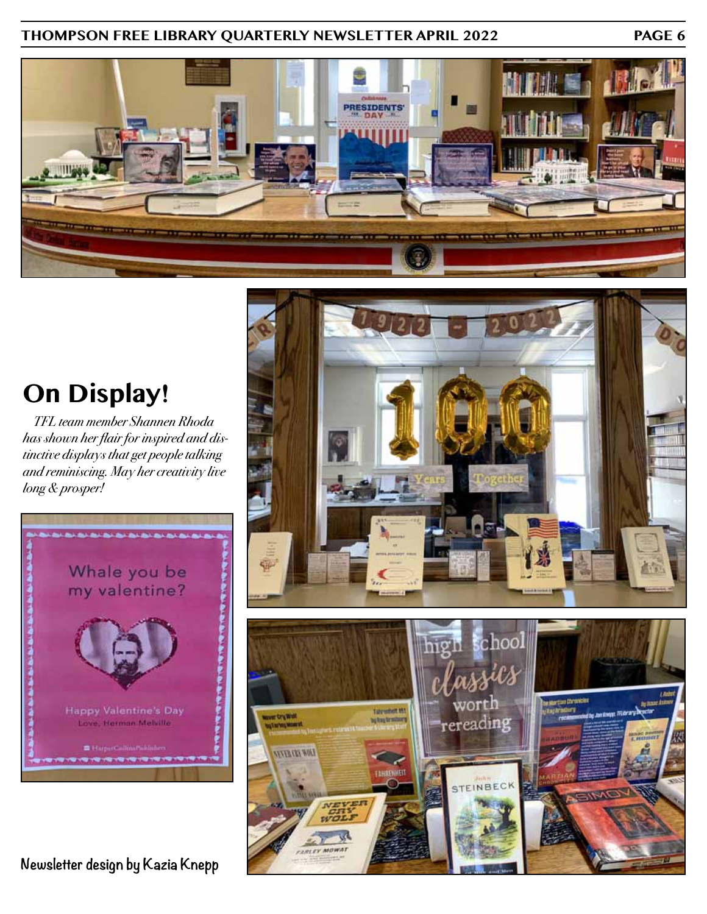## On Display!

*TFL team member Shannen Rhoda has shown her flair for inspired and distinctive displays that get people talking and reminiscing. May her creativity live long & prosper!*

Newsletter design by Kazia Knepp